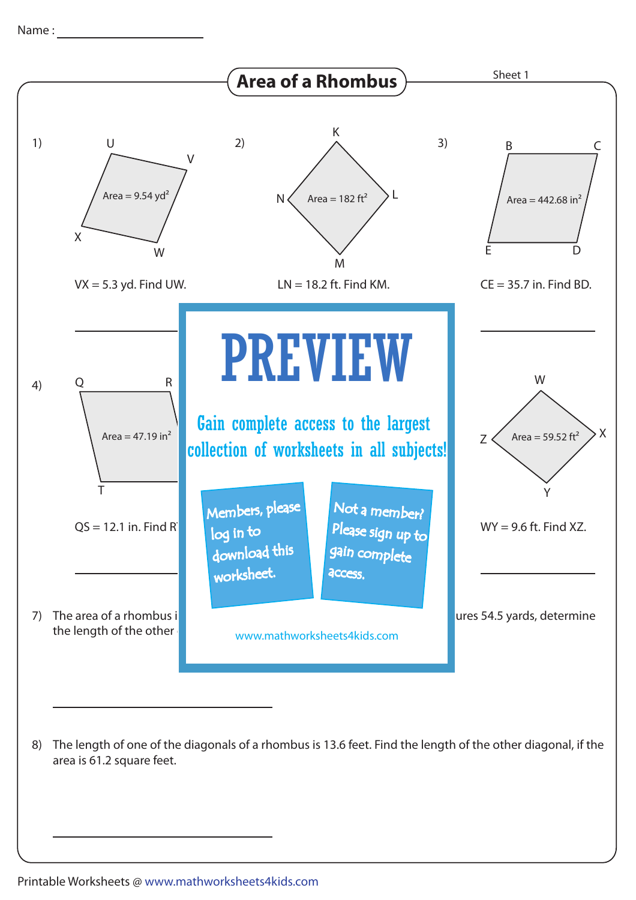Name : ____________________

# Area of a Rhombus

Sheet 1

1) Area = 9.54 $yd^2$

U, V, W, X

VX = 5.3 yd. Find UW.

______________

2) Area = 182 $ft^2$

K, L, M, N

LN = 18.2 ft. Find KM.

3) Area = 442.68 $in^2$

B, C, D, E

CE = 35.7 in. Find BD.

______________

4) Area = 47.19 $in^2$

Q, R, T

QS = 12.1 in. Find R

______________

Area = 59.52 $ft^2$

W, X, Y, Z

WY = 9.6 ft. Find XZ.

______________

# PREVIEW

Gain complete access to the largest collection of worksheets in all subjects!

Members, please log in to download this worksheet.

Not a member? Please sign up to gain complete access.

www.mathworksheets4kids.com

7) The area of a rhombus i ... ures 54.5 yards, determine the length of the other

______________

8) The length of one of the diagonals of a rhombus is 13.6 feet. Find the length of the other diagonal, if the area is 61.2 square feet.

______________

Printable Worksheets @ www.mathworksheets4kids.com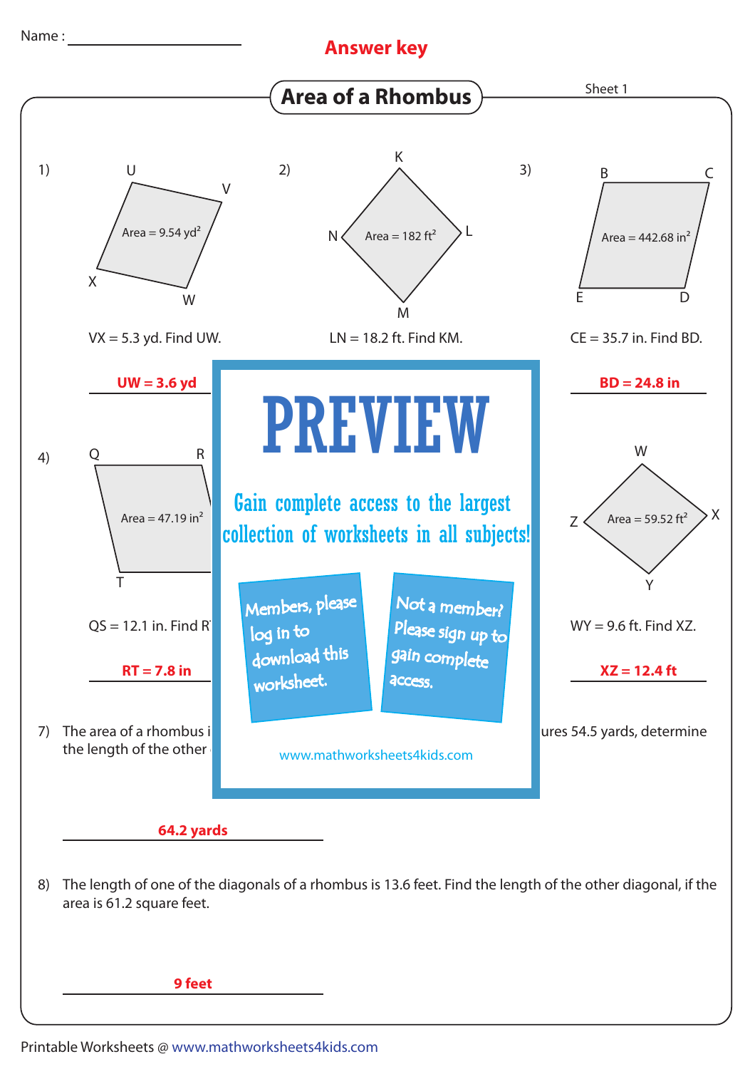Name : ____________________

**Answer key**

# Area of a Rhombus

Sheet 1

1) Area = 9.54 $yd^2$

VX = 5.3 yd. Find UW.

**UW = 3.6 yd**

2) Area = 182 $ft^2$

LN = 18.2 ft. Find KM.

3) Area = 442.68 $in^2$

CE = 35.7 in. Find BD.

**BD = 24.8 in**

4) Area = 47.19 $in^2$

QS = 12.1 in. Find R

**RT = 7.8 in**

PREVIEW

Gain complete access to the largest collection of worksheets in all subjects!

Members, please log in to download this worksheet.

Not a member? Please sign up to gain complete access.

www.mathworksheets4kids.com

Area = 59.52 $ft^2$

WY = 9.6 ft. Find XZ.

**XZ = 12.4 ft**

7) The area of a rhombus i ... ures 54.5 yards, determine the length of the other

**64.2 yards**

8) The length of one of the diagonals of a rhombus is 13.6 feet. Find the length of the other diagonal, if the area is 61.2 square feet.

**9 feet**

Printable Worksheets @ www.mathworksheets4kids.com